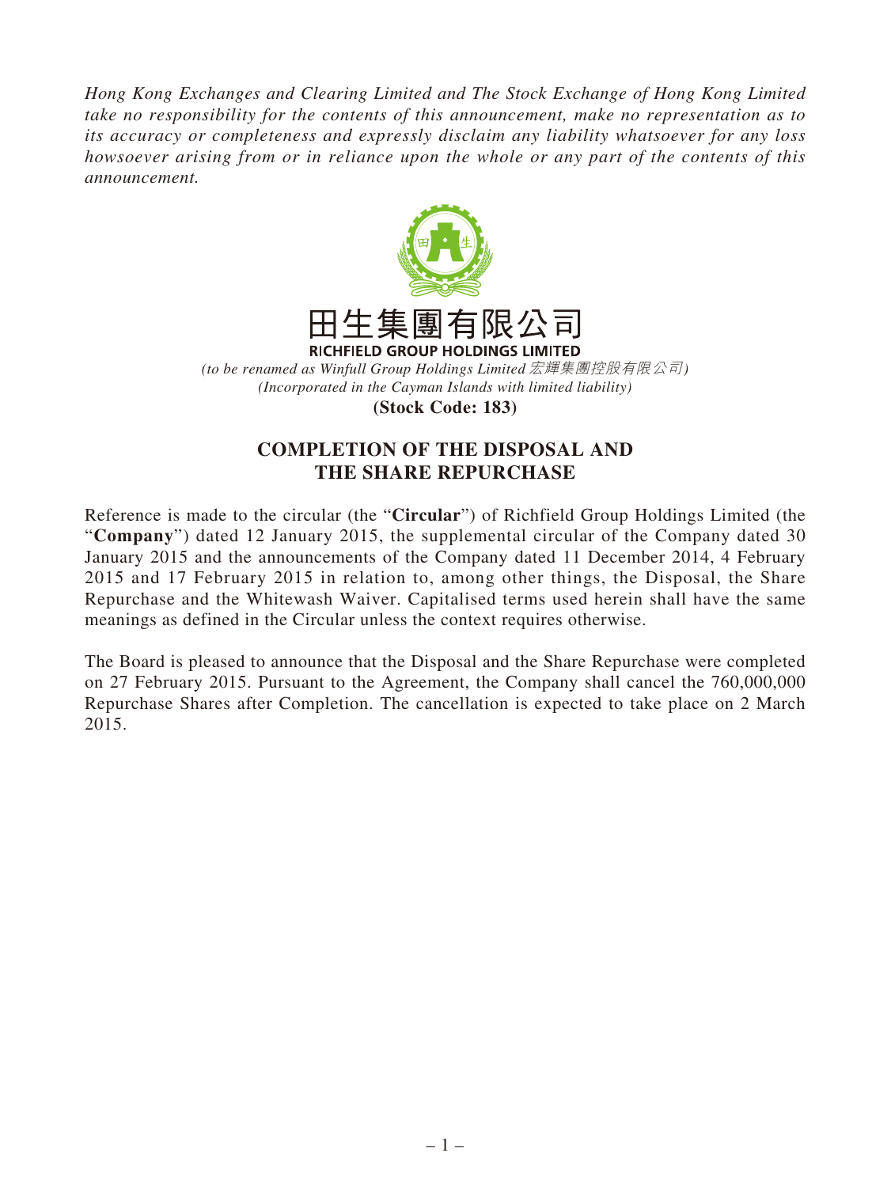*Hong Kong Exchanges and Clearing Limited and The Stock Exchange of Hong Kong Limited take no responsibility for the contents of this announcement, make no representation as to its accuracy or completeness and expressly disclaim any liability whatsoever for any loss howsoever arising from or in reliance upon the whole or any part of the contents of this announcement.*

# 田生集團有限公司
**RICHFIELD GROUP HOLDINGS LIMITED**

*(to be renamed as Winfull Group Holdings Limited 宏輝集團控股有限公司)*
*(Incorporated in the Cayman Islands with limited liability)*
**(Stock Code: 183)**

## COMPLETION OF THE DISPOSAL AND THE SHARE REPURCHASE

Reference is made to the circular (the "**Circular**") of Richfield Group Holdings Limited (the "**Company**") dated 12 January 2015, the supplemental circular of the Company dated 30 January 2015 and the announcements of the Company dated 11 December 2014, 4 February 2015 and 17 February 2015 in relation to, among other things, the Disposal, the Share Repurchase and the Whitewash Waiver. Capitalised terms used herein shall have the same meanings as defined in the Circular unless the context requires otherwise.

The Board is pleased to announce that the Disposal and the Share Repurchase were completed on 27 February 2015. Pursuant to the Agreement, the Company shall cancel the 760,000,000 Repurchase Shares after Completion. The cancellation is expected to take place on 2 March 2015.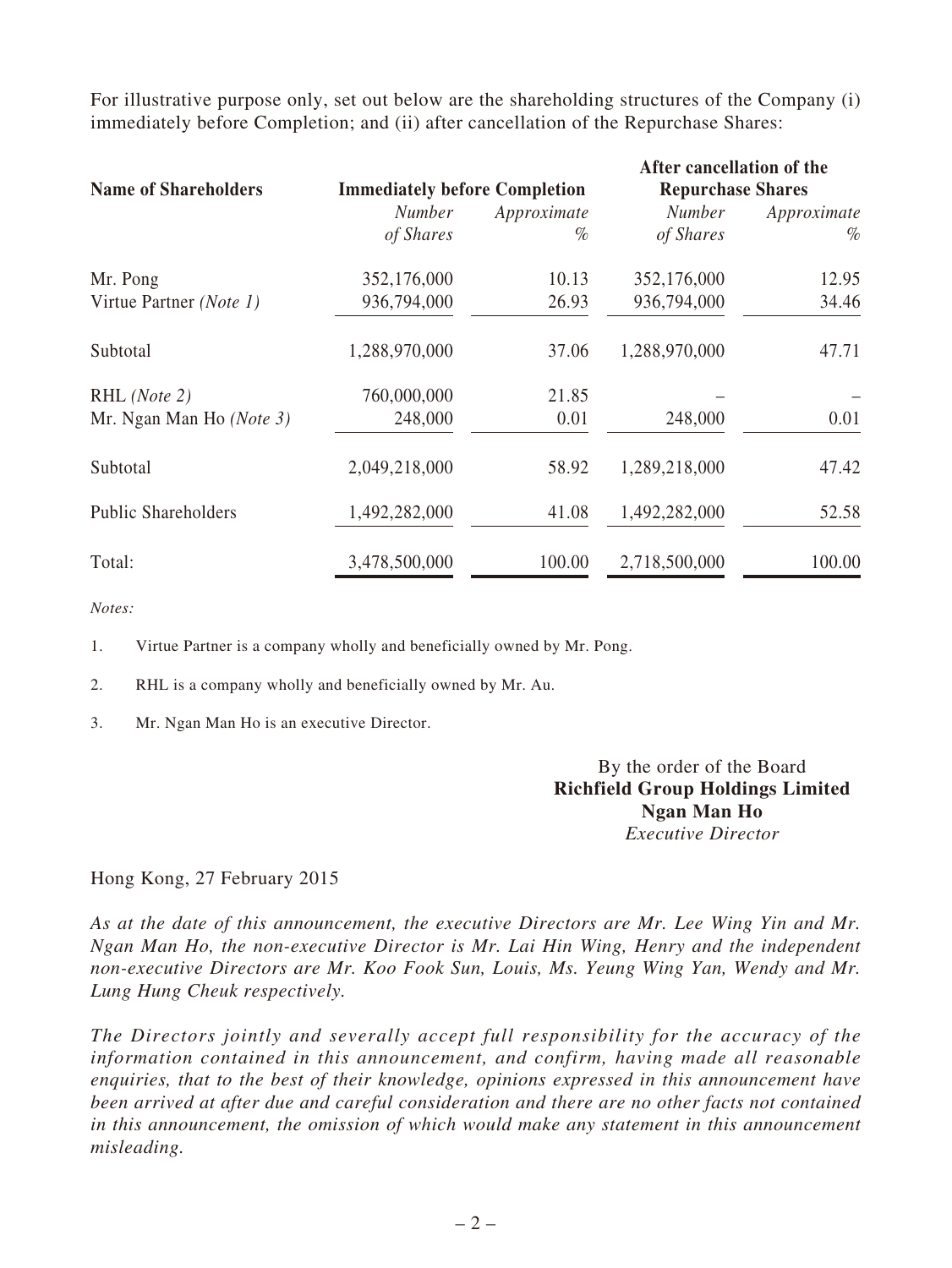For illustrative purpose only, set out below are the shareholding structures of the Company (i) immediately before Completion; and (ii) after cancellation of the Repurchase Shares:

| Name of Shareholders | Immediately before Completion | | After cancellation of the Repurchase Shares | |
|---|---|---|---|---|
| | *Number of Shares* | *Approximate %* | *Number of Shares* | *Approximate %* |
| Mr. Pong | 352,176,000 | 10.13 | 352,176,000 | 12.95 |
| Virtue Partner *(Note 1)* | 936,794,000 | 26.93 | 936,794,000 | 34.46 |
| Subtotal | 1,288,970,000 | 37.06 | 1,288,970,000 | 47.71 |
| RHL *(Note 2)* | 760,000,000 | 21.85 | – | – |
| Mr. Ngan Man Ho *(Note 3)* | 248,000 | 0.01 | 248,000 | 0.01 |
| Subtotal | 2,049,218,000 | 58.92 | 1,289,218,000 | 47.42 |
| Public Shareholders | 1,492,282,000 | 41.08 | 1,492,282,000 | 52.58 |
| Total: | 3,478,500,000 | 100.00 | 2,718,500,000 | 100.00 |

*Notes:*

1. Virtue Partner is a company wholly and beneficially owned by Mr. Pong.

2. RHL is a company wholly and beneficially owned by Mr. Au.

3. Mr. Ngan Man Ho is an executive Director.

By the order of the Board
**Richfield Group Holdings Limited**
**Ngan Man Ho**
*Executive Director*

Hong Kong, 27 February 2015

*As at the date of this announcement, the executive Directors are Mr. Lee Wing Yin and Mr. Ngan Man Ho, the non-executive Director is Mr. Lai Hin Wing, Henry and the independent non-executive Directors are Mr. Koo Fook Sun, Louis, Ms. Yeung Wing Yan, Wendy and Mr. Lung Hung Cheuk respectively.*

*The Directors jointly and severally accept full responsibility for the accuracy of the information contained in this announcement, and confirm, having made all reasonable enquiries, that to the best of their knowledge, opinions expressed in this announcement have been arrived at after due and careful consideration and there are no other facts not contained in this announcement, the omission of which would make any statement in this announcement misleading.*